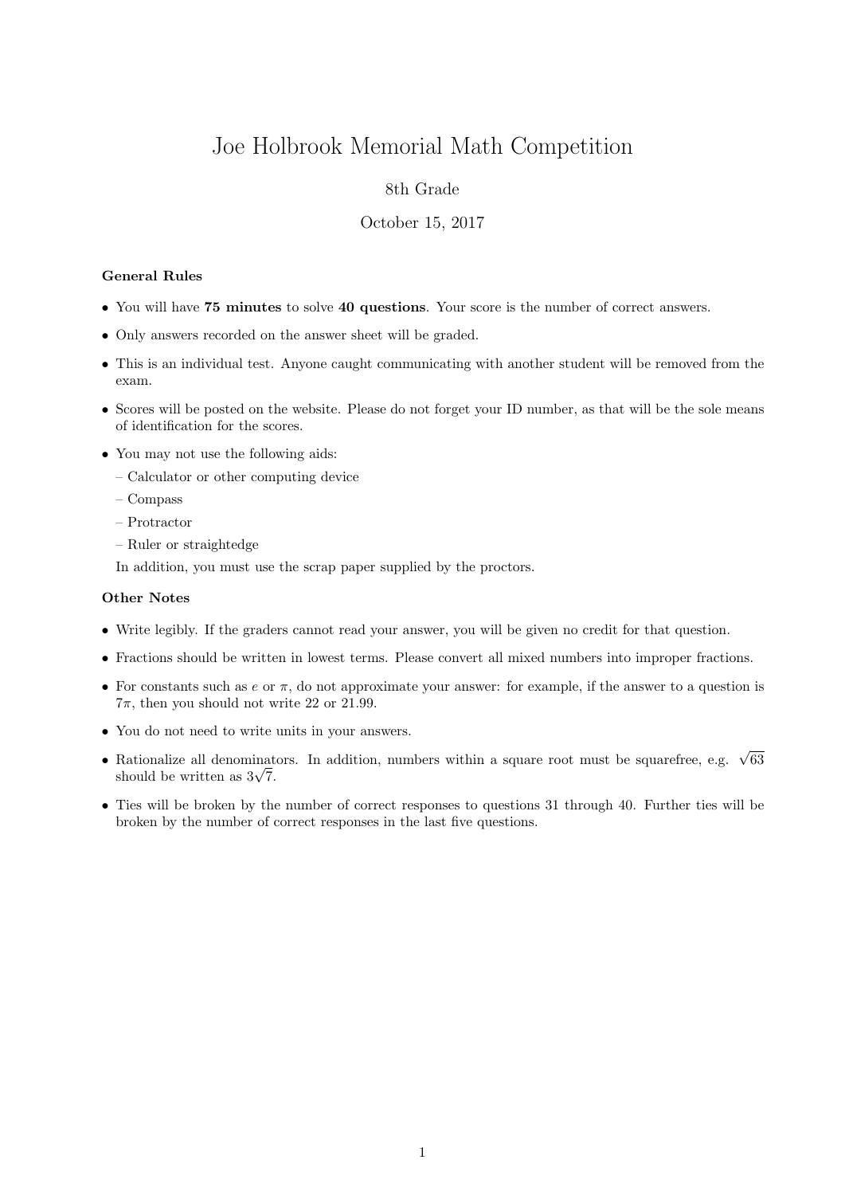# Joe Holbrook Memorial Math Competition

8th Grade

October 15, 2017

### General Rules

- You will have **75 minutes** to solve **40 questions**. Your score is the number of correct answers.
- Only answers recorded on the answer sheet will be graded.
- This is an individual test. Anyone caught communicating with another student will be removed from the exam.
- Scores will be posted on the website. Please do not forget your ID number, as that will be the sole means of identification for the scores.
- You may not use the following aids:
  - Calculator or other computing device
  - Compass
  - Protractor
  - Ruler or straightedge

  In addition, you must use the scrap paper supplied by the proctors.

### Other Notes

- Write legibly. If the graders cannot read your answer, you will be given no credit for that question.
- Fractions should be written in lowest terms. Please convert all mixed numbers into improper fractions.
- For constants such as $e$ or $\pi$, do not approximate your answer: for example, if the answer to a question is $7\pi$, then you should not write 22 or 21.99.
- You do not need to write units in your answers.
- Rationalize all denominators. In addition, numbers within a square root must be squarefree, e.g. $\sqrt{63}$ should be written as $3\sqrt{7}$.
- Ties will be broken by the number of correct responses to questions 31 through 40. Further ties will be broken by the number of correct responses in the last five questions.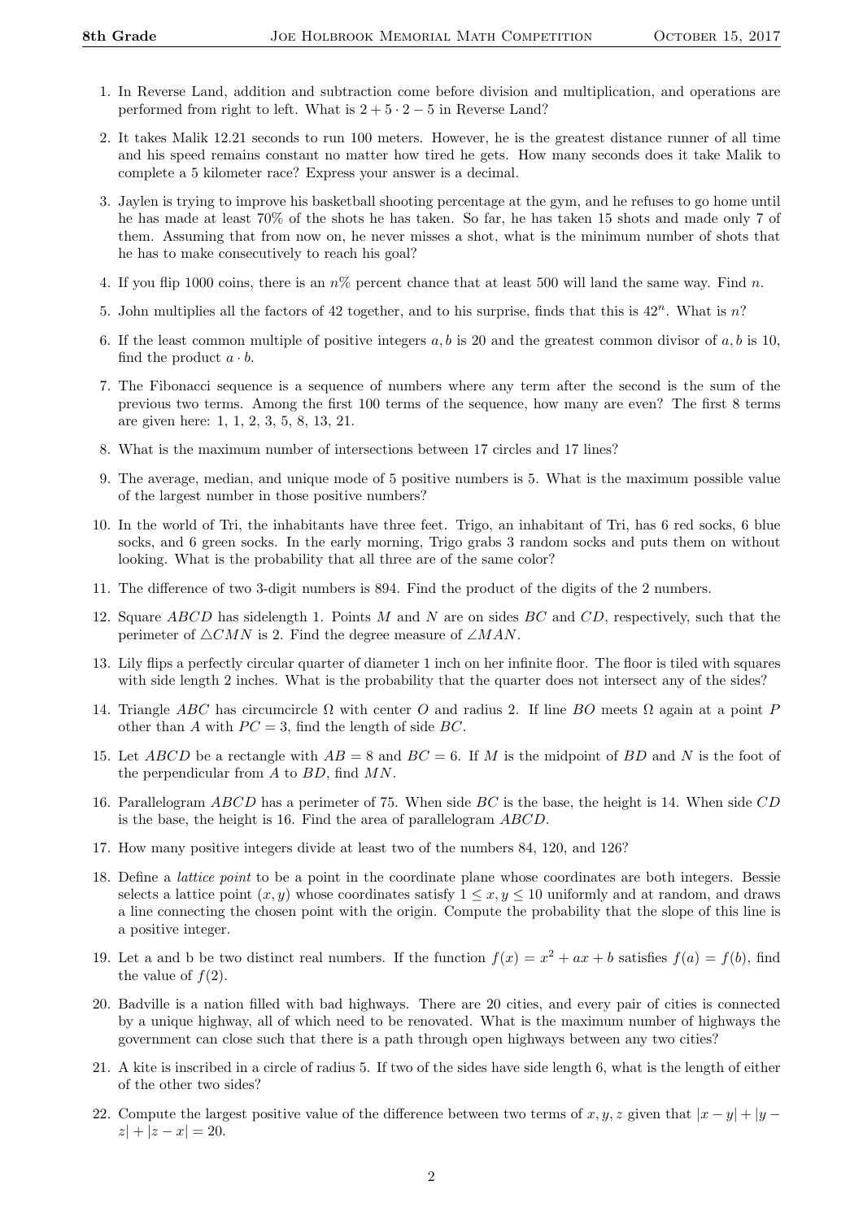1. In Reverse Land, addition and subtraction come before division and multiplication, and operations are performed from right to left. What is $2 + 5 \cdot 2 - 5$ in Reverse Land?

2. It takes Malik 12.21 seconds to run 100 meters. However, he is the greatest distance runner of all time and his speed remains constant no matter how tired he gets. How many seconds does it take Malik to complete a 5 kilometer race? Express your answer is a decimal.

3. Jaylen is trying to improve his basketball shooting percentage at the gym, and he refuses to go home until he has made at least 70% of the shots he has taken. So far, he has taken 15 shots and made only 7 of them. Assuming that from now on, he never misses a shot, what is the minimum number of shots that he has to make consecutively to reach his goal?

4. If you flip 1000 coins, there is an $n\%$ percent chance that at least 500 will land the same way. Find $n$.

5. John multiplies all the factors of 42 together, and to his surprise, finds that this is $42^n$. What is $n$?

6. If the least common multiple of positive integers $a, b$ is 20 and the greatest common divisor of $a, b$ is 10, find the product $a \cdot b$.

7. The Fibonacci sequence is a sequence of numbers where any term after the second is the sum of the previous two terms. Among the first 100 terms of the sequence, how many are even? The first 8 terms are given here: 1, 1, 2, 3, 5, 8, 13, 21.

8. What is the maximum number of intersections between 17 circles and 17 lines?

9. The average, median, and unique mode of 5 positive numbers is 5. What is the maximum possible value of the largest number in those positive numbers?

10. In the world of Tri, the inhabitants have three feet. Trigo, an inhabitant of Tri, has 6 red socks, 6 blue socks, and 6 green socks. In the early morning, Trigo grabs 3 random socks and puts them on without looking. What is the probability that all three are of the same color?

11. The difference of two 3-digit numbers is 894. Find the product of the digits of the 2 numbers.

12. Square $ABCD$ has sidelength 1. Points $M$ and $N$ are on sides $BC$ and $CD$, respectively, such that the perimeter of $\triangle CMN$ is 2. Find the degree measure of $\angle MAN$.

13. Lily flips a perfectly circular quarter of diameter 1 inch on her infinite floor. The floor is tiled with squares with side length 2 inches. What is the probability that the quarter does not intersect any of the sides?

14. Triangle $ABC$ has circumcircle $\Omega$ with center $O$ and radius 2. If line $BO$ meets $\Omega$ again at a point $P$ other than $A$ with $PC = 3$, find the length of side $BC$.

15. Let $ABCD$ be a rectangle with $AB = 8$ and $BC = 6$. If $M$ is the midpoint of $BD$ and $N$ is the foot of the perpendicular from $A$ to $BD$, find $MN$.

16. Parallelogram $ABCD$ has a perimeter of 75. When side $BC$ is the base, the height is 14. When side $CD$ is the base, the height is 16. Find the area of parallelogram $ABCD$.

17. How many positive integers divide at least two of the numbers 84, 120, and 126?

18. Define a *lattice point* to be a point in the coordinate plane whose coordinates are both integers. Bessie selects a lattice point $(x, y)$ whose coordinates satisfy $1 \leq x, y \leq 10$ uniformly and at random, and draws a line connecting the chosen point with the origin. Compute the probability that the slope of this line is a positive integer.

19. Let a and b be two distinct real numbers. If the function $f(x) = x^2 + ax + b$ satisfies $f(a) = f(b)$, find the value of $f(2)$.

20. Badville is a nation filled with bad highways. There are 20 cities, and every pair of cities is connected by a unique highway, all of which need to be renovated. What is the maximum number of highways the government can close such that there is a path through open highways between any two cities?

21. A kite is inscribed in a circle of radius 5. If two of the sides have side length 6, what is the length of either of the other two sides?

22. Compute the largest positive value of the difference between two terms of $x, y, z$ given that $|x - y| + |y - z| + |z - x| = 20$.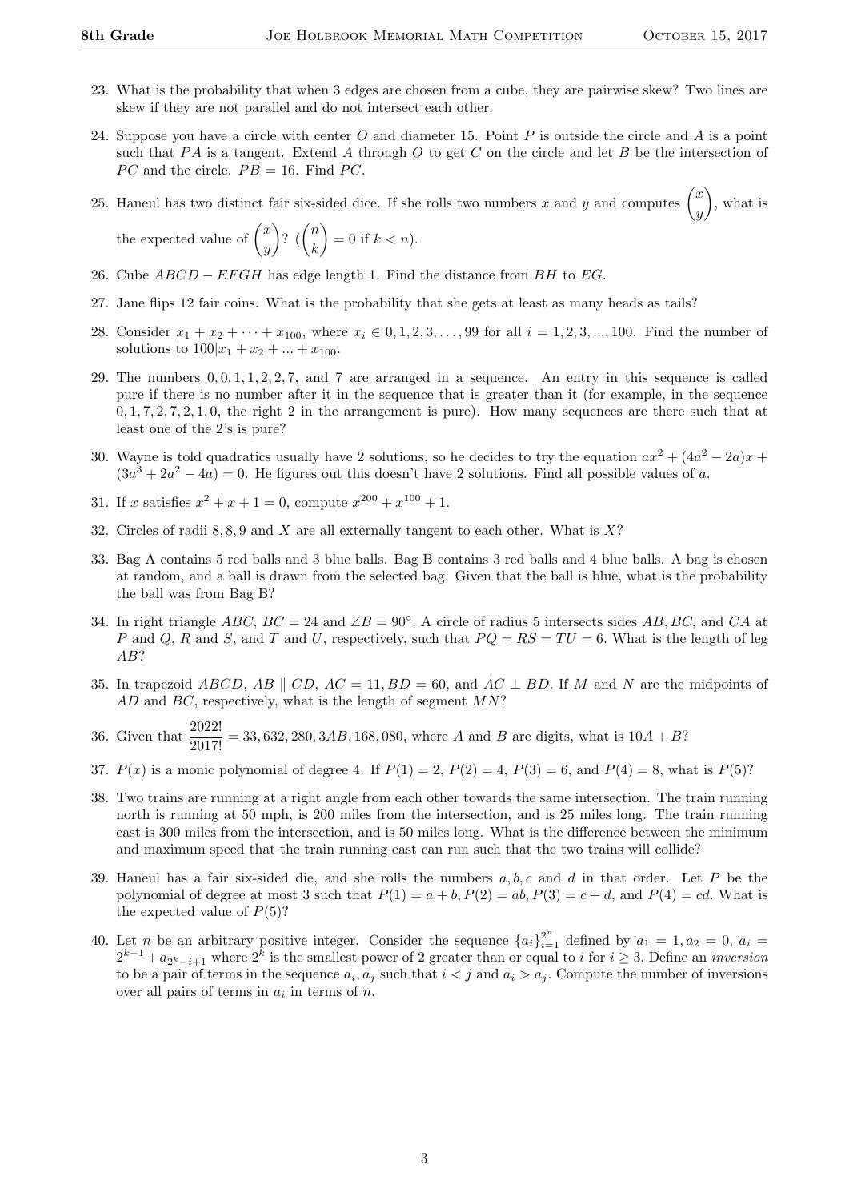23. What is the probability that when 3 edges are chosen from a cube, they are pairwise skew? Two lines are skew if they are not parallel and do not intersect each other.

24. Suppose you have a circle with center $O$ and diameter 15. Point $P$ is outside the circle and $A$ is a point such that $PA$ is a tangent. Extend $A$ through $O$ to get $C$ on the circle and let $B$ be the intersection of $PC$ and the circle. $PB = 16$. Find $PC$.

25. Haneul has two distinct fair six-sided dice. If she rolls two numbers $x$ and $y$ and computes $\binom{x}{y}$, what is the expected value of $\binom{x}{y}$? ($\binom{n}{k} = 0$ if $k < n$).

26. Cube $ABCD - EFGH$ has edge length 1. Find the distance from $BH$ to $EG$.

27. Jane flips 12 fair coins. What is the probability that she gets at least as many heads as tails?

28. Consider $x_1 + x_2 + \cdots + x_{100}$, where $x_i \in 0, 1, 2, 3, \ldots, 99$ for all $i = 1, 2, 3, ..., 100$. Find the number of solutions to $100 | x_1 + x_2 + ... + x_{100}$.

29. The numbers $0, 0, 1, 1, 2, 2, 7$, and $7$ are arranged in a sequence. An entry in this sequence is called pure if there is no number after it in the sequence that is greater than it (for example, in the sequence $0, 1, 7, 2, 7, 2, 1, 0$, the right 2 in the arrangement is pure). How many sequences are there such that at least one of the 2's is pure?

30. Wayne is told quadratics usually have 2 solutions, so he decides to try the equation $ax^2 + (4a^2 - 2a)x + (3a^3 + 2a^2 - 4a) = 0$. He figures out this doesn't have 2 solutions. Find all possible values of $a$.

31. If $x$ satisfies $x^2 + x + 1 = 0$, compute $x^{200} + x^{100} + 1$.

32. Circles of radii $8, 8, 9$ and $X$ are all externally tangent to each other. What is $X$?

33. Bag A contains 5 red balls and 3 blue balls. Bag B contains 3 red balls and 4 blue balls. A bag is chosen at random, and a ball is drawn from the selected bag. Given that the ball is blue, what is the probability the ball was from Bag B?

34. In right triangle $ABC$, $BC = 24$ and $\angle B = 90^\circ$. A circle of radius 5 intersects sides $AB$, $BC$, and $CA$ at $P$ and $Q$, $R$ and $S$, and $T$ and $U$, respectively, such that $PQ = RS = TU = 6$. What is the length of leg $AB$?

35. In trapezoid $ABCD$, $AB \parallel CD$, $AC = 11$, $BD = 60$, and $AC \perp BD$. If $M$ and $N$ are the midpoints of $AD$ and $BC$, respectively, what is the length of segment $MN$?

36. Given that $\frac{2022!}{2017!} = 33,632,280,3AB,168,080$, where $A$ and $B$ are digits, what is $10A + B$?

37. $P(x)$ is a monic polynomial of degree 4. If $P(1) = 2$, $P(2) = 4$, $P(3) = 6$, and $P(4) = 8$, what is $P(5)$?

38. Two trains are running at a right angle from each other towards the same intersection. The train running north is running at 50 mph, is 200 miles from the intersection, and is 25 miles long. The train running east is 300 miles from the intersection, and is 50 miles long. What is the difference between the minimum and maximum speed that the train running east can run such that the two trains will collide?

39. Haneul has a fair six-sided die, and she rolls the numbers $a, b, c$ and $d$ in that order. Let $P$ be the polynomial of degree at most 3 such that $P(1) = a + b$, $P(2) = ab$, $P(3) = c + d$, and $P(4) = cd$. What is the expected value of $P(5)$?

40. Let $n$ be an arbitrary positive integer. Consider the sequence $\{a_i\}_{i=1}^{2^n}$ defined by $a_1 = 1, a_2 = 0$, $a_i = 2^{k-1} + a_{2^k - i + 1}$ where $2^k$ is the smallest power of 2 greater than or equal to $i$ for $i \geq 3$. Define an *inversion* to be a pair of terms in the sequence $a_i, a_j$ such that $i < j$ and $a_i > a_j$. Compute the number of inversions over all pairs of terms in $a_i$ in terms of $n$.